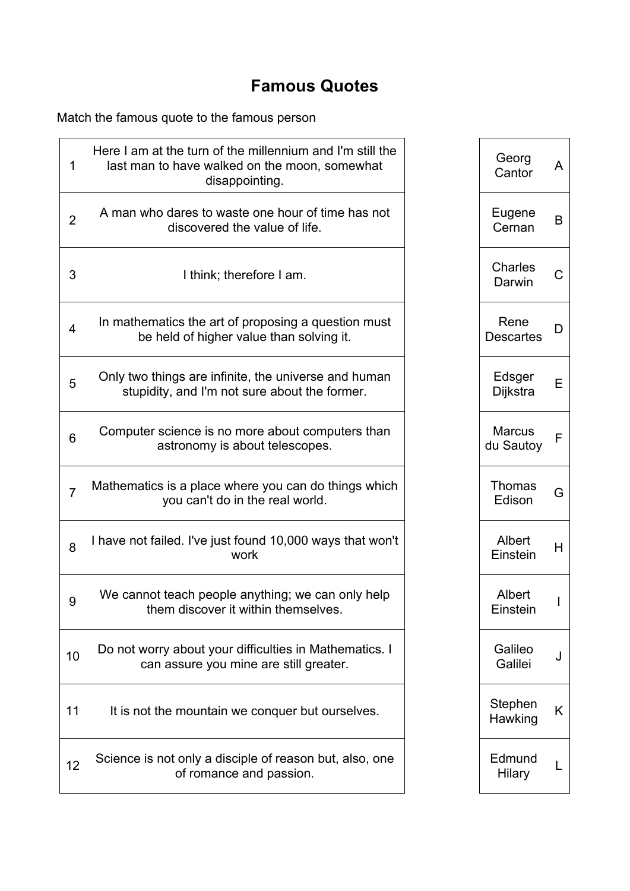# Famous Quotes

Match the famous quote to the famous person

| | |
|---|---|
| 1 | Here I am at the turn of the millennium and I'm still the last man to have walked on the moon, somewhat disappointing. |
| 2 | A man who dares to waste one hour of time has not discovered the value of life. |
| 3 | I think; therefore I am. |
| 4 | In mathematics the art of proposing a question must be held of higher value than solving it. |
| 5 | Only two things are infinite, the universe and human stupidity, and I'm not sure about the former. |
| 6 | Computer science is no more about computers than astronomy is about telescopes. |
| 7 | Mathematics is a place where you can do things which you can't do in the real world. |
| 8 | I have not failed. I've just found 10,000 ways that won't work |
| 9 | We cannot teach people anything; we can only help them discover it within themselves. |
| 10 | Do not worry about your difficulties in Mathematics. I can assure you mine are still greater. |
| 11 | It is not the mountain we conquer but ourselves. |
| 12 | Science is not only a disciple of reason but, also, one of romance and passion. |

| | |
|---|---|
| Georg Cantor | A |
| Eugene Cernan | B |
| Charles Darwin | C |
| Rene Descartes | D |
| Edsger Dijkstra | E |
| Marcus du Sautoy | F |
| Thomas Edison | G |
| Albert Einstein | H |
| Albert Einstein | I |
| Galileo Galilei | J |
| Stephen Hawking | K |
| Edmund Hilary | L |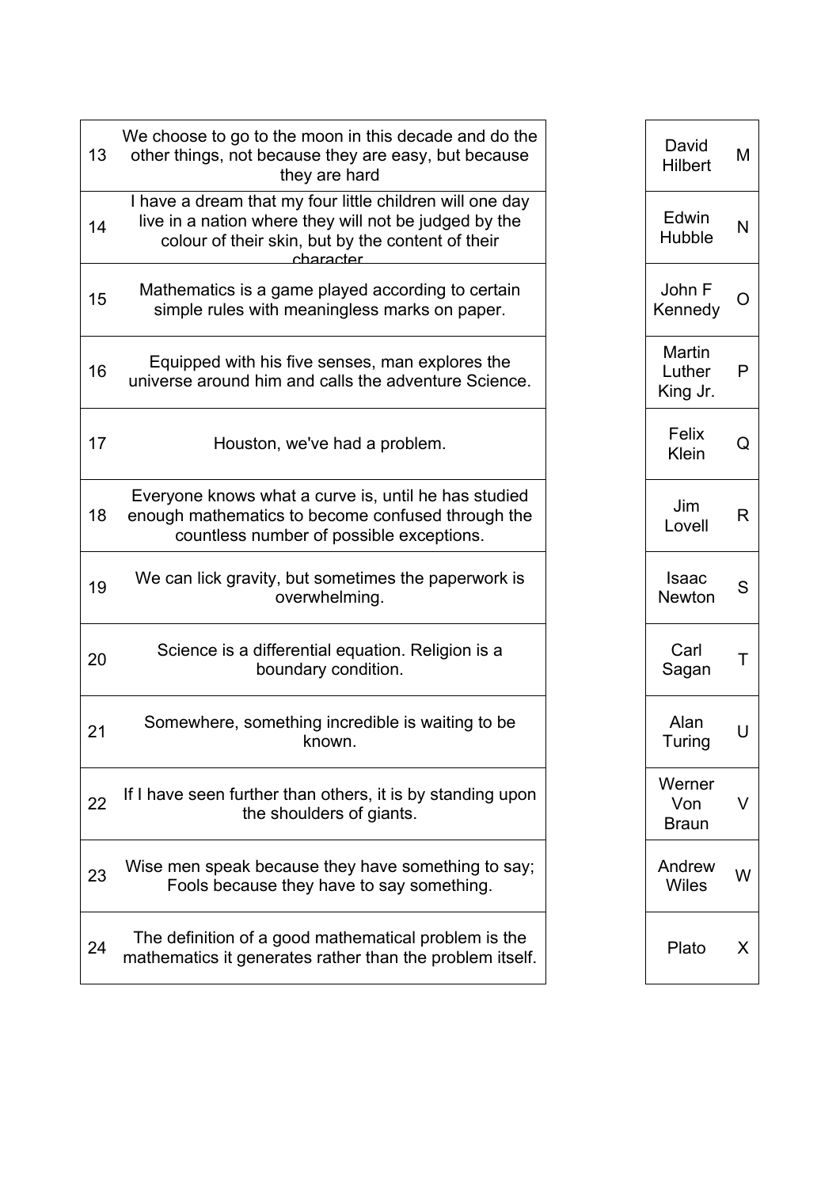| | |
|---|---|
| 13 | We choose to go to the moon in this decade and do the other things, not because they are easy, but because they are hard |
| 14 | I have a dream that my four little children will one day live in a nation where they will not be judged by the colour of their skin, but by the content of their character |
| 15 | Mathematics is a game played according to certain simple rules with meaningless marks on paper. |
| 16 | Equipped with his five senses, man explores the universe around him and calls the adventure Science. |
| 17 | Houston, we've had a problem. |
| 18 | Everyone knows what a curve is, until he has studied enough mathematics to become confused through the countless number of possible exceptions. |
| 19 | We can lick gravity, but sometimes the paperwork is overwhelming. |
| 20 | Science is a differential equation. Religion is a boundary condition. |
| 21 | Somewhere, something incredible is waiting to be known. |
| 22 | If I have seen further than others, it is by standing upon the shoulders of giants. |
| 23 | Wise men speak because they have something to say; Fools because they have to say something. |
| 24 | The definition of a good mathematical problem is the mathematics it generates rather than the problem itself. |

| | |
|---|---|
| David Hilbert | M |
| Edwin Hubble | N |
| John F Kennedy | O |
| Martin Luther King Jr. | P |
| Felix Klein | Q |
| Jim Lovell | R |
| Isaac Newton | S |
| Carl Sagan | T |
| Alan Turing | U |
| Werner Von Braun | V |
| Andrew Wiles | W |
| Plato | X |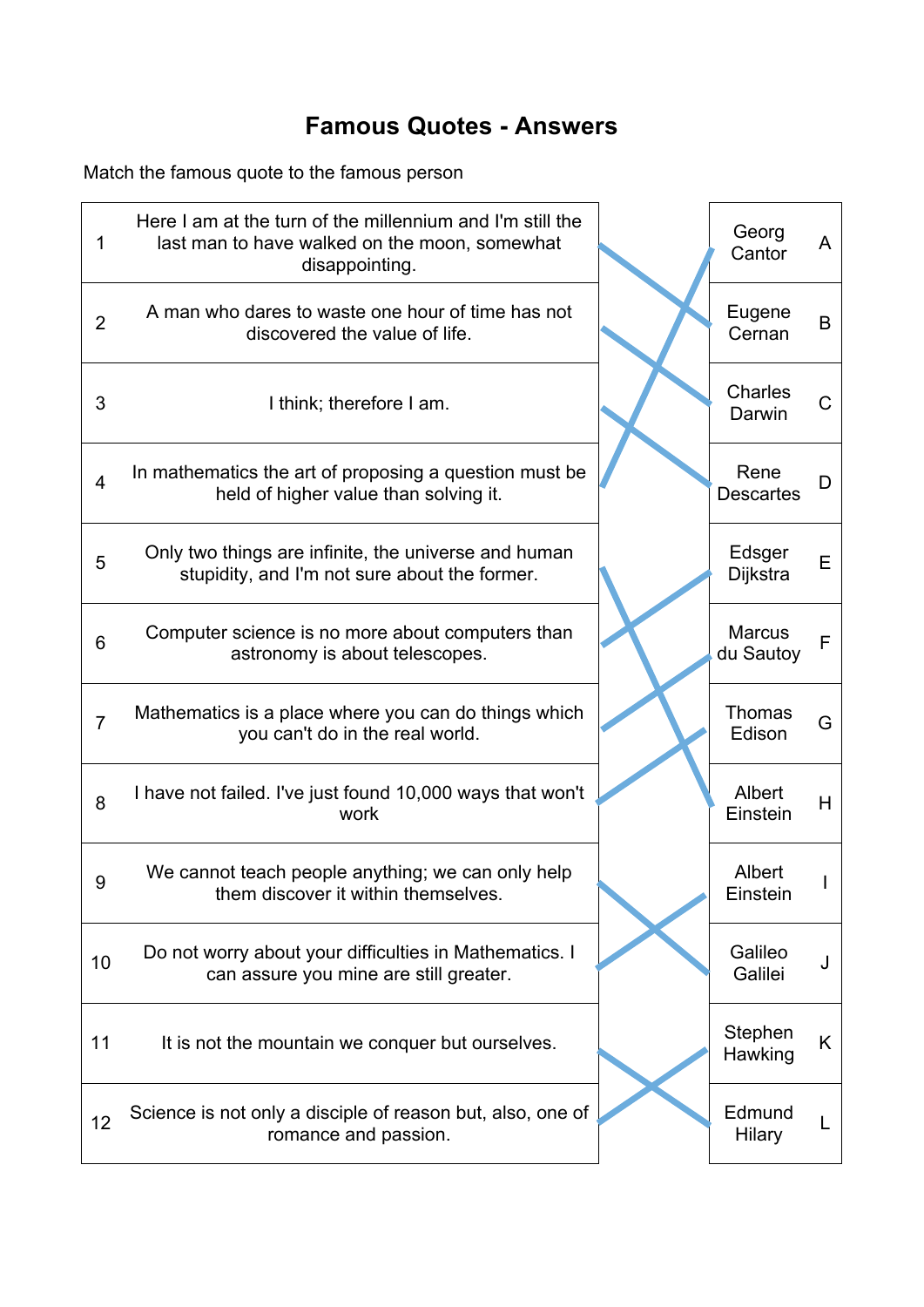# Famous Quotes - Answers

Match the famous quote to the famous person

| | | | | |
|---|---|---|---|---|
| 1 | Here I am at the turn of the millennium and I'm still the last man to have walked on the moon, somewhat disappointing. | | Georg Cantor | A |
| 2 | A man who dares to waste one hour of time has not discovered the value of life. | | Eugene Cernan | B |
| 3 | I think; therefore I am. | | Charles Darwin | C |
| 4 | In mathematics the art of proposing a question must be held of higher value than solving it. | | Rene Descartes | D |
| 5 | Only two things are infinite, the universe and human stupidity, and I'm not sure about the former. | | Edsger Dijkstra | E |
| 6 | Computer science is no more about computers than astronomy is about telescopes. | | Marcus du Sautoy | F |
| 7 | Mathematics is a place where you can do things which you can't do in the real world. | | Thomas Edison | G |
| 8 | I have not failed. I've just found 10,000 ways that won't work | | Albert Einstein | H |
| 9 | We cannot teach people anything; we can only help them discover it within themselves. | | Albert Einstein | I |
| 10 | Do not worry about your difficulties in Mathematics. I can assure you mine are still greater. | | Galileo Galilei | J |
| 11 | It is not the mountain we conquer but ourselves. | | Stephen Hawking | K |
| 12 | Science is not only a disciple of reason but, also, one of romance and passion. | | Edmund Hilary | L |